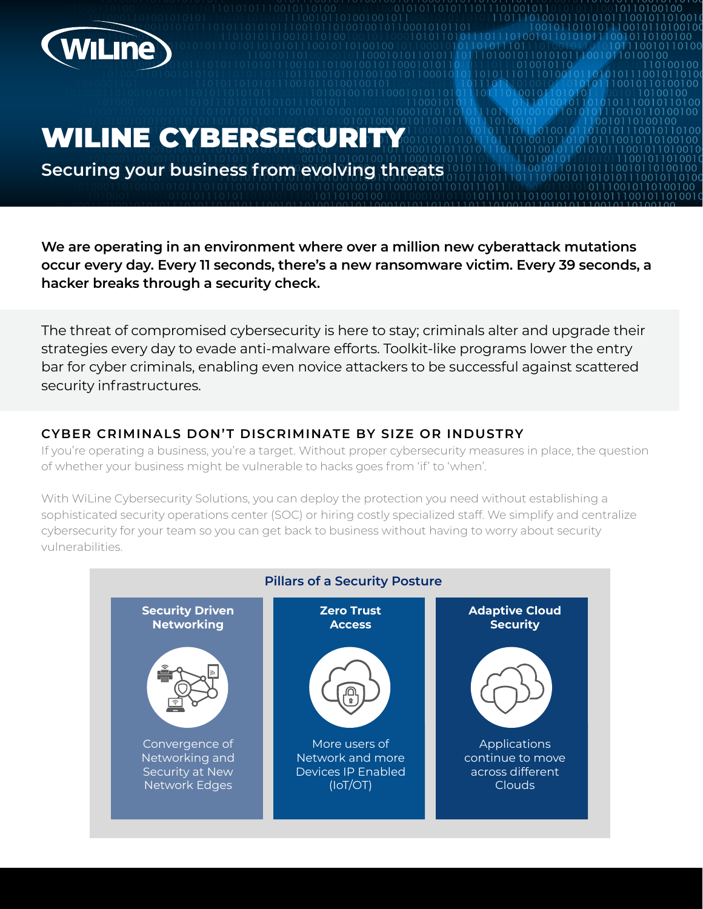# WILINE CYBERSECURITY

## Securing your business from evolving threats

**We are operating in an environment where over a million new cyberattack mutations occur every day. Every 11 seconds, there's a new ransomware victim. Every 39 seconds, a hacker breaks through a security check.**

The threat of compromised cybersecurity is here to stay; criminals alter and upgrade their strategies every day to evade anti-malware efforts. Toolkit-like programs lower the entry bar for cyber criminals, enabling even novice attackers to be successful against scattered security infrastructures.

### CYBER CRIMINALS DON'T DISCRIMINATE BY SIZE OR INDUSTRY

If you're operating a business, you're a target. Without proper cybersecurity measures in place, the question of whether your business might be vulnerable to hacks goes from 'if' to 'when'.

With WiLine Cybersecurity Solutions, you can deploy the protection you need without establishing a sophisticated security operations center (SOC) or hiring costly specialized staff. We simplify and centralize cybersecurity for your team so you can get back to business without having to worry about security vulnerabilities.

### Pillars of a Security Posture

| Security Driven Networking | Zero Trust Access | Adaptive Cloud Security |
|---|---|---|
| Convergence of Networking and Security at New Network Edges | More users of Network and more Devices IP Enabled (IoT/OT) | Applications continue to move across different Clouds |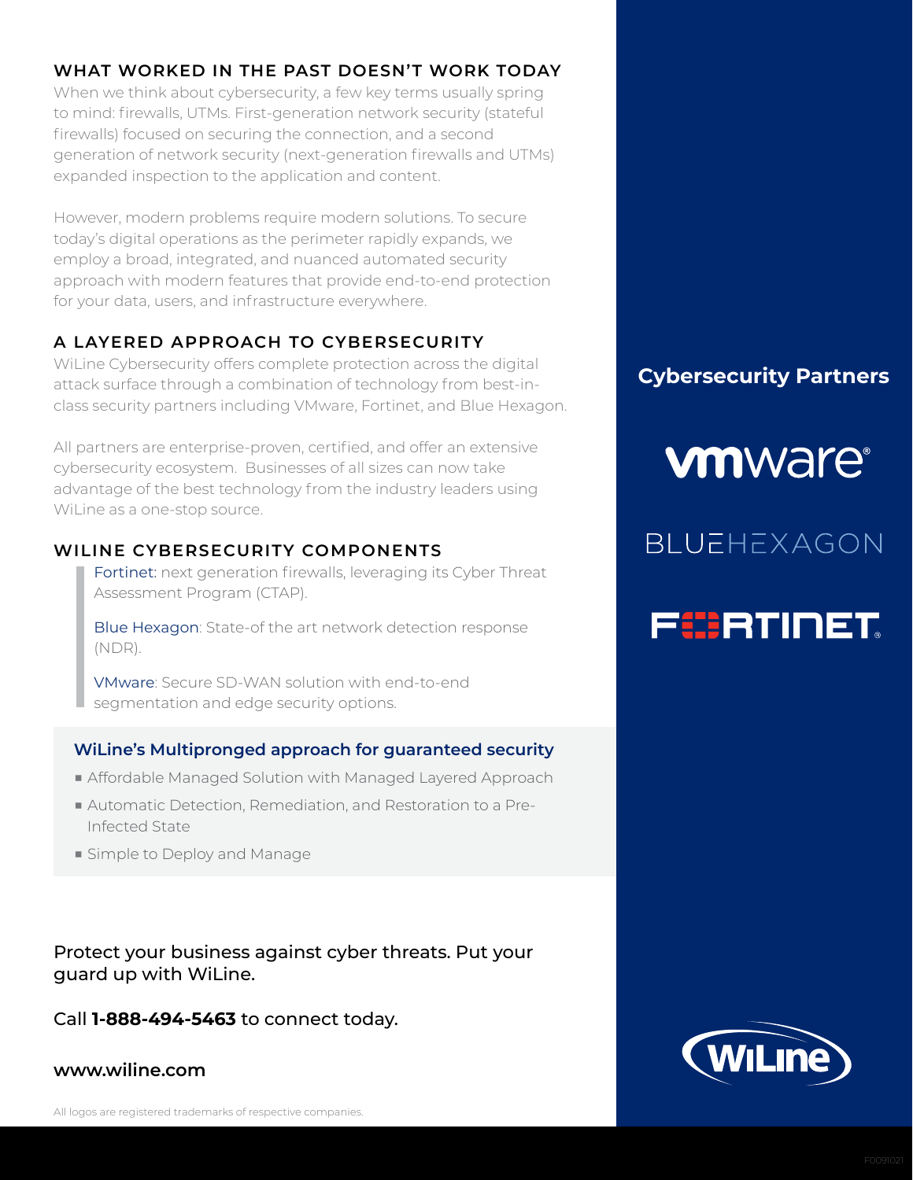## WHAT WORKED IN THE PAST DOESN'T WORK TODAY

When we think about cybersecurity, a few key terms usually spring to mind: firewalls, UTMs. First-generation network security (stateful firewalls) focused on securing the connection, and a second generation of network security (next-generation firewalls and UTMs) expanded inspection to the application and content.

However, modern problems require modern solutions. To secure today's digital operations as the perimeter rapidly expands, we employ a broad, integrated, and nuanced automated security approach with modern features that provide end-to-end protection for your data, users, and infrastructure everywhere.

## A LAYERED APPROACH TO CYBERSECURITY

WiLine Cybersecurity offers complete protection across the digital attack surface through a combination of technology from best-in-class security partners including VMware, Fortinet, and Blue Hexagon.

All partners are enterprise-proven, certified, and offer an extensive cybersecurity ecosystem. Businesses of all sizes can now take advantage of the best technology from the industry leaders using WiLine as a one-stop source.

## WILINE CYBERSECURITY COMPONENTS

Fortinet: next generation firewalls, leveraging its Cyber Threat Assessment Program (CTAP).

Blue Hexagon: State-of the art network detection response (NDR).

VMware: Secure SD-WAN solution with end-to-end segmentation and edge security options.

### WiLine's Multipronged approach for guaranteed security

- Affordable Managed Solution with Managed Layered Approach
- Automatic Detection, Remediation, and Restoration to a Pre-Infected State
- Simple to Deploy and Manage

Protect your business against cyber threats. Put your guard up with WiLine.

Call **1-888-494-5463** to connect today.

**www.wiline.com**

All logos are registered trademarks of respective companies.

## Cybersecurity Partners

vmware

BLUEHEXAGON

FORTINET

WiLine

F0091021